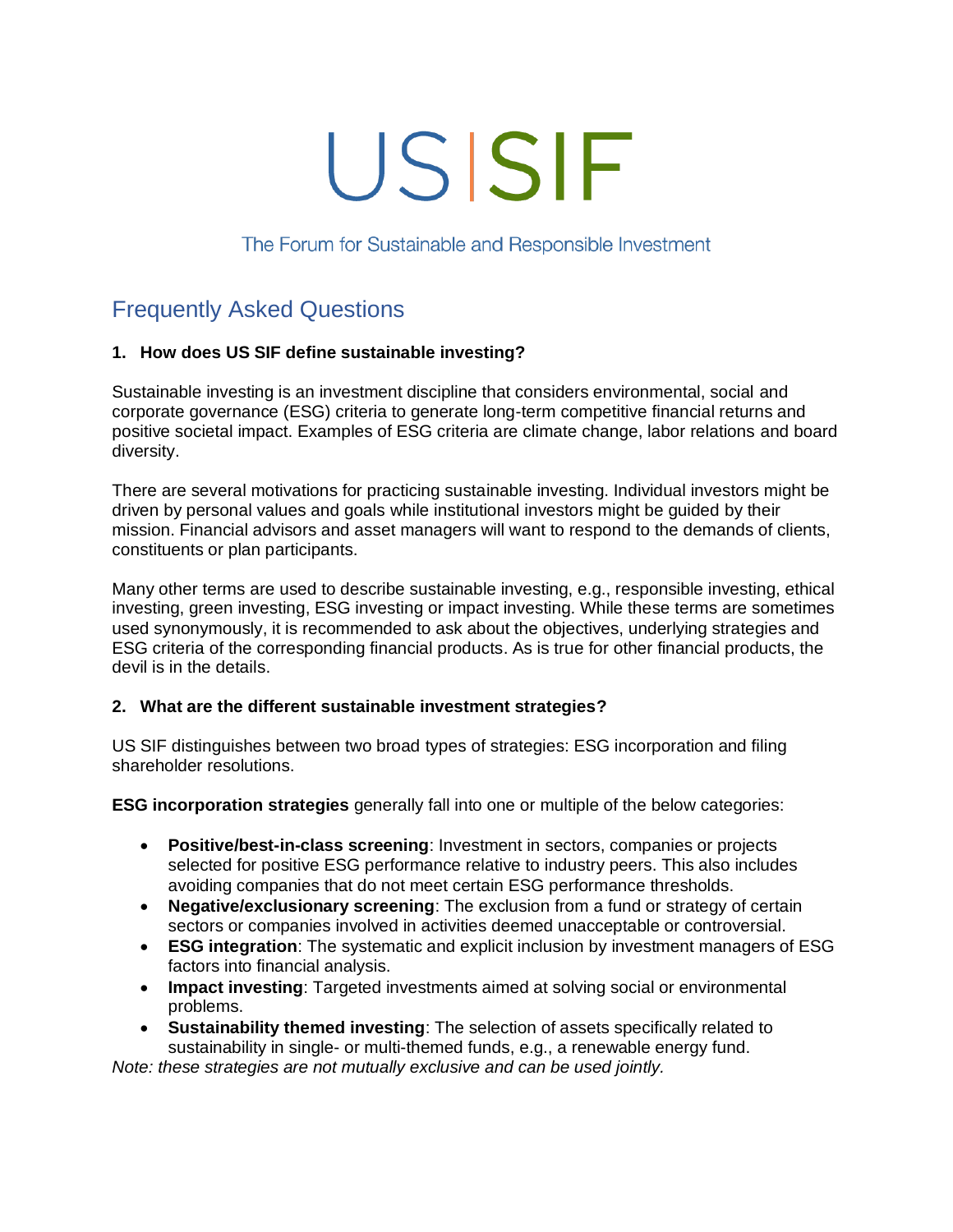# US|SIF

The Forum for Sustainable and Responsible Investment

## Frequently Asked Questions

### 1. How does US SIF define sustainable investing?

Sustainable investing is an investment discipline that considers environmental, social and corporate governance (ESG) criteria to generate long-term competitive financial returns and positive societal impact. Examples of ESG criteria are climate change, labor relations and board diversity.

There are several motivations for practicing sustainable investing. Individual investors might be driven by personal values and goals while institutional investors might be guided by their mission. Financial advisors and asset managers will want to respond to the demands of clients, constituents or plan participants.

Many other terms are used to describe sustainable investing, e.g., responsible investing, ethical investing, green investing, ESG investing or impact investing. While these terms are sometimes used synonymously, it is recommended to ask about the objectives, underlying strategies and ESG criteria of the corresponding financial products. As is true for other financial products, the devil is in the details.

### 2. What are the different sustainable investment strategies?

US SIF distinguishes between two broad types of strategies: ESG incorporation and filing shareholder resolutions.

**ESG incorporation strategies** generally fall into one or multiple of the below categories:

- **Positive/best-in-class screening**: Investment in sectors, companies or projects selected for positive ESG performance relative to industry peers. This also includes avoiding companies that do not meet certain ESG performance thresholds.
- **Negative/exclusionary screening**: The exclusion from a fund or strategy of certain sectors or companies involved in activities deemed unacceptable or controversial.
- **ESG integration**: The systematic and explicit inclusion by investment managers of ESG factors into financial analysis.
- **Impact investing**: Targeted investments aimed at solving social or environmental problems.
- **Sustainability themed investing**: The selection of assets specifically related to sustainability in single- or multi-themed funds, e.g., a renewable energy fund.

*Note: these strategies are not mutually exclusive and can be used jointly.*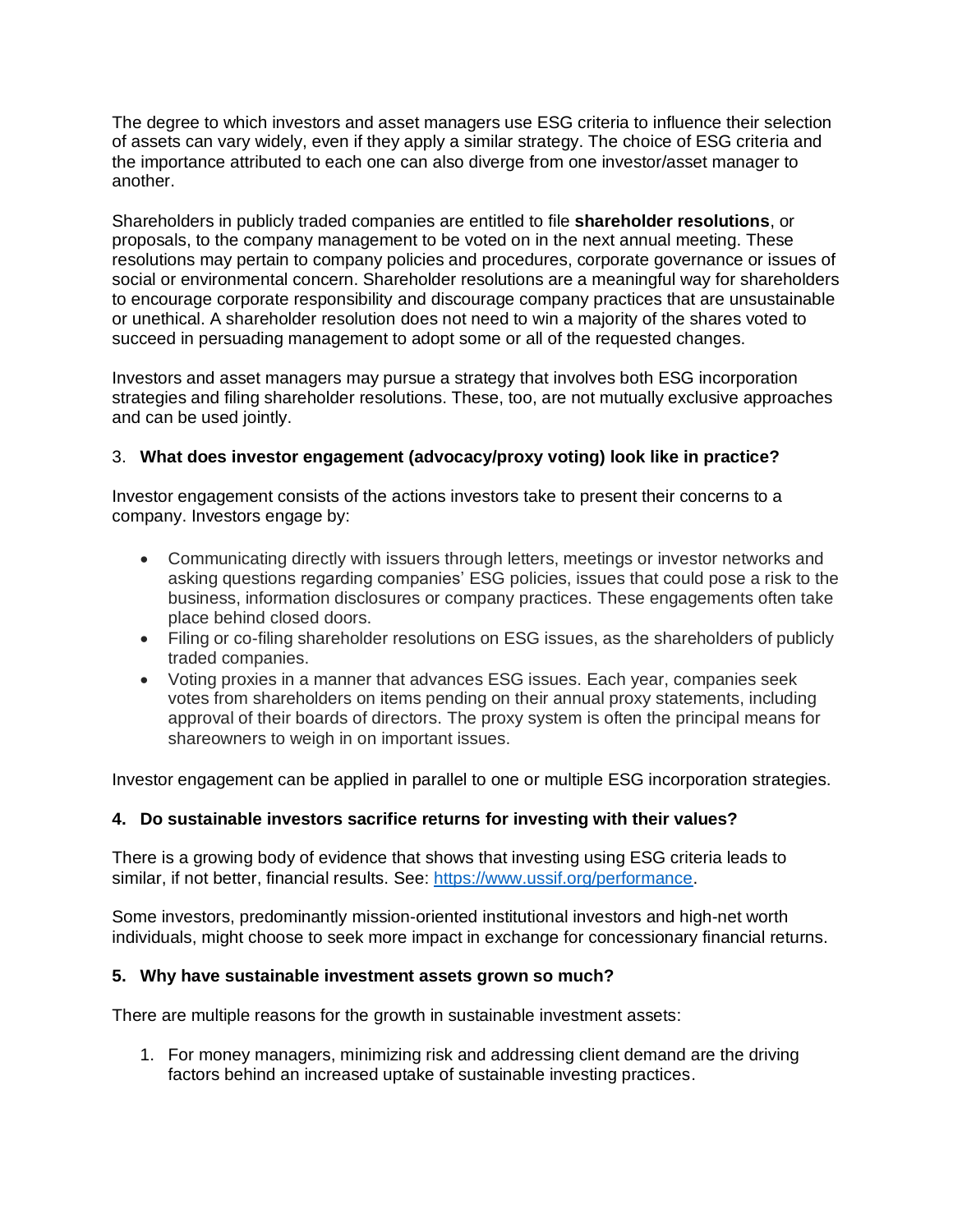The degree to which investors and asset managers use ESG criteria to influence their selection of assets can vary widely, even if they apply a similar strategy. The choice of ESG criteria and the importance attributed to each one can also diverge from one investor/asset manager to another.

Shareholders in publicly traded companies are entitled to file **shareholder resolutions**, or proposals, to the company management to be voted on in the next annual meeting. These resolutions may pertain to company policies and procedures, corporate governance or issues of social or environmental concern. Shareholder resolutions are a meaningful way for shareholders to encourage corporate responsibility and discourage company practices that are unsustainable or unethical. A shareholder resolution does not need to win a majority of the shares voted to succeed in persuading management to adopt some or all of the requested changes.

Investors and asset managers may pursue a strategy that involves both ESG incorporation strategies and filing shareholder resolutions. These, too, are not mutually exclusive approaches and can be used jointly.

### 3. What does investor engagement (advocacy/proxy voting) look like in practice?

Investor engagement consists of the actions investors take to present their concerns to a company. Investors engage by:

- Communicating directly with issuers through letters, meetings or investor networks and asking questions regarding companies' ESG policies, issues that could pose a risk to the business, information disclosures or company practices. These engagements often take place behind closed doors.
- Filing or co-filing shareholder resolutions on ESG issues, as the shareholders of publicly traded companies.
- Voting proxies in a manner that advances ESG issues. Each year, companies seek votes from shareholders on items pending on their annual proxy statements, including approval of their boards of directors. The proxy system is often the principal means for shareowners to weigh in on important issues.

Investor engagement can be applied in parallel to one or multiple ESG incorporation strategies.

### 4. Do sustainable investors sacrifice returns for investing with their values?

There is a growing body of evidence that shows that investing using ESG criteria leads to similar, if not better, financial results. See: [https://www.ussif.org/performance](https://www.ussif.org/performance).

Some investors, predominantly mission-oriented institutional investors and high-net worth individuals, might choose to seek more impact in exchange for concessionary financial returns.

### 5. Why have sustainable investment assets grown so much?

There are multiple reasons for the growth in sustainable investment assets:

1. For money managers, minimizing risk and addressing client demand are the driving factors behind an increased uptake of sustainable investing practices.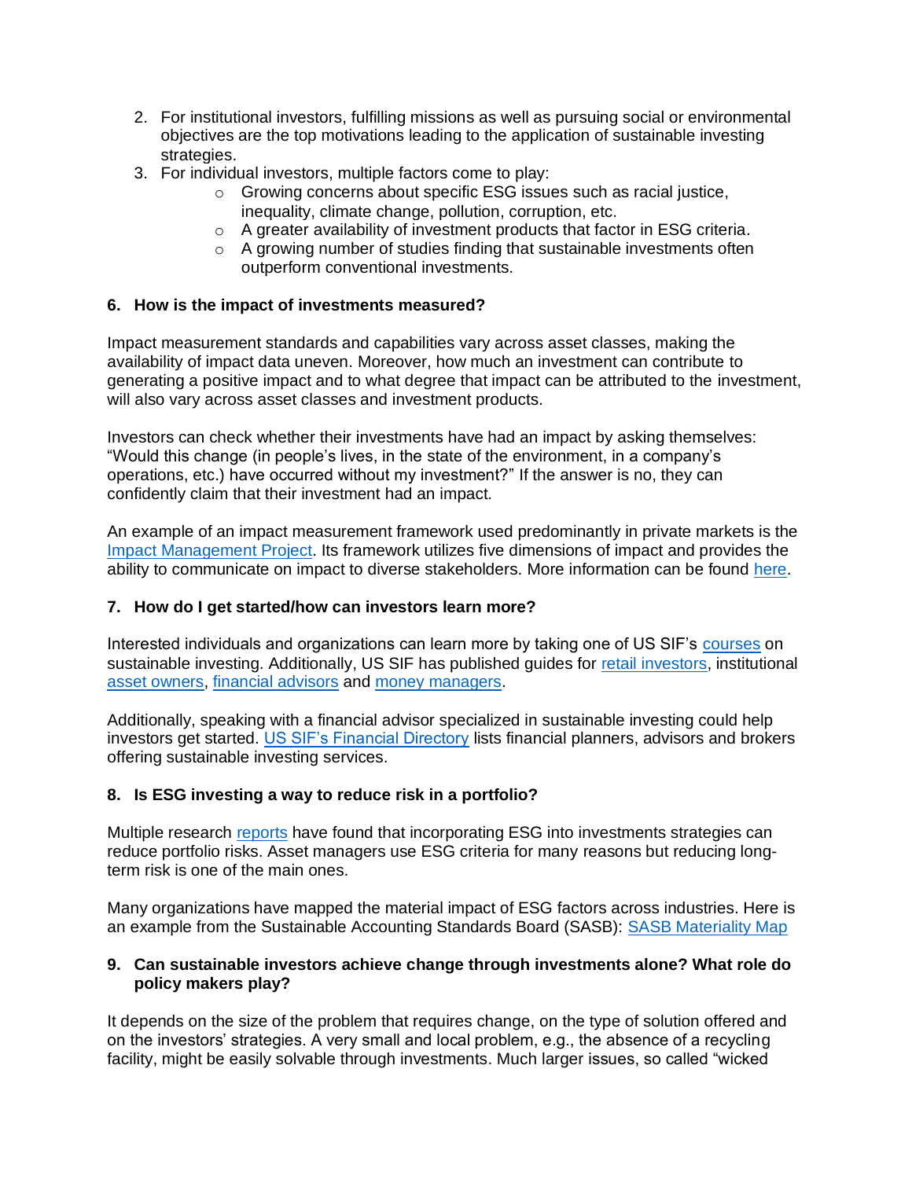2. For institutional investors, fulfilling missions as well as pursuing social or environmental objectives are the top motivations leading to the application of sustainable investing strategies.
3. For individual investors, multiple factors come to play:
    - Growing concerns about specific ESG issues such as racial justice, inequality, climate change, pollution, corruption, etc.
    - A greater availability of investment products that factor in ESG criteria.
    - A growing number of studies finding that sustainable investments often outperform conventional investments.

### 6. How is the impact of investments measured?

Impact measurement standards and capabilities vary across asset classes, making the availability of impact data uneven. Moreover, how much an investment can contribute to generating a positive impact and to what degree that impact can be attributed to the investment, will also vary across asset classes and investment products.

Investors can check whether their investments have had an impact by asking themselves: "Would this change (in people's lives, in the state of the environment, in a company's operations, etc.) have occurred without my investment?" If the answer is no, they can confidently claim that their investment had an impact.

An example of an impact measurement framework used predominantly in private markets is the Impact Management Project. Its framework utilizes five dimensions of impact and provides the ability to communicate on impact to diverse stakeholders. More information can be found here.

### 7. How do I get started/how can investors learn more?

Interested individuals and organizations can learn more by taking one of US SIF's courses on sustainable investing. Additionally, US SIF has published guides for retail investors, institutional asset owners, financial advisors and money managers.

Additionally, speaking with a financial advisor specialized in sustainable investing could help investors get started. US SIF's Financial Directory lists financial planners, advisors and brokers offering sustainable investing services.

### 8. Is ESG investing a way to reduce risk in a portfolio?

Multiple research reports have found that incorporating ESG into investments strategies can reduce portfolio risks. Asset managers use ESG criteria for many reasons but reducing long-term risk is one of the main ones.

Many organizations have mapped the material impact of ESG factors across industries. Here is an example from the Sustainable Accounting Standards Board (SASB): SASB Materiality Map

### 9. Can sustainable investors achieve change through investments alone? What role do policy makers play?

It depends on the size of the problem that requires change, on the type of solution offered and on the investors' strategies. A very small and local problem, e.g., the absence of a recycling facility, might be easily solvable through investments. Much larger issues, so called "wicked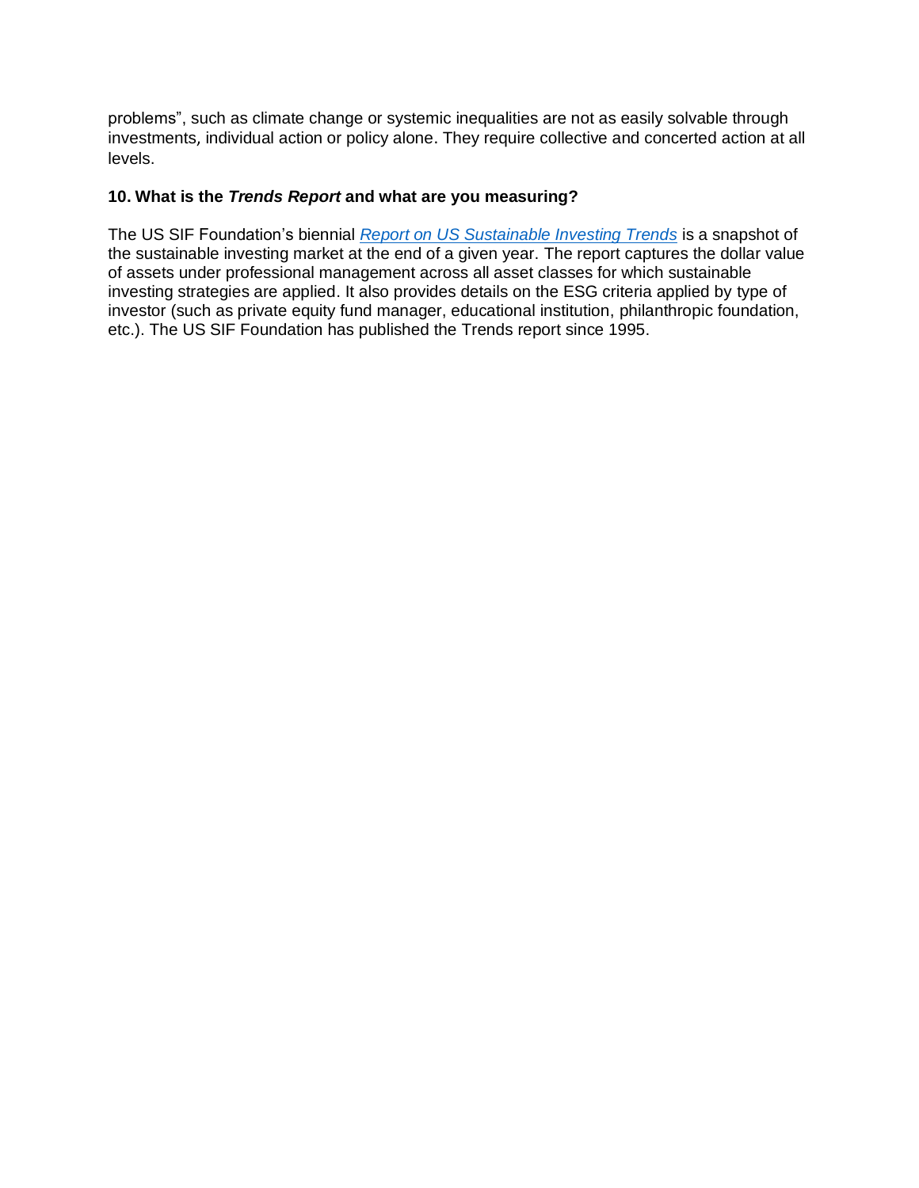problems", such as climate change or systemic inequalities are not as easily solvable through investments, individual action or policy alone. They require collective and concerted action at all levels.

### 10. What is the *Trends Report* and what are you measuring?

The US SIF Foundation's biennial *Report on US Sustainable Investing Trends* is a snapshot of the sustainable investing market at the end of a given year. The report captures the dollar value of assets under professional management across all asset classes for which sustainable investing strategies are applied. It also provides details on the ESG criteria applied by type of investor (such as private equity fund manager, educational institution, philanthropic foundation, etc.). The US SIF Foundation has published the Trends report since 1995.